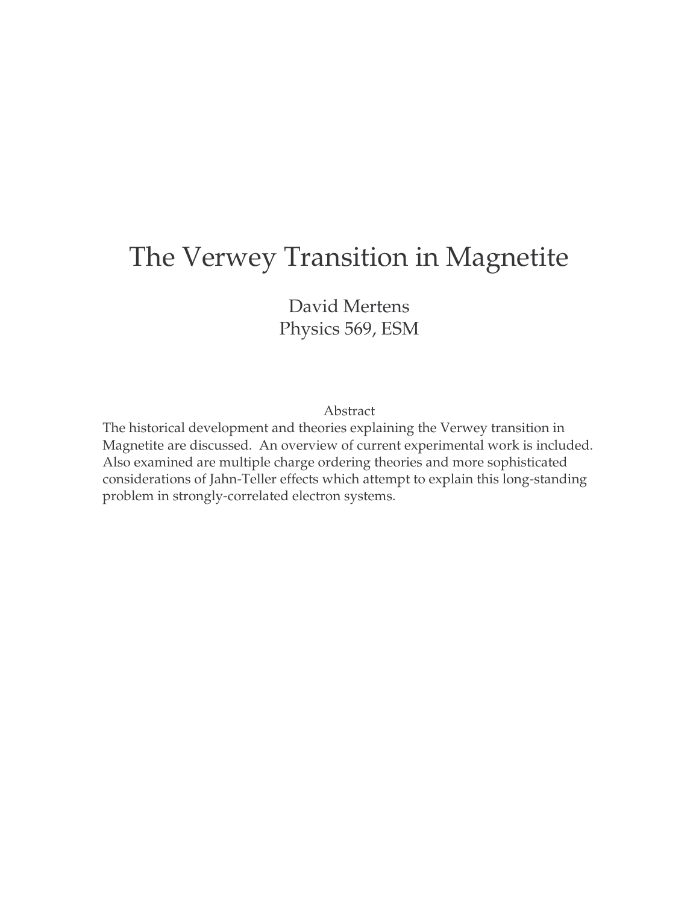# The Verwey Transition in Magnetite

David Mertens
Physics 569, ESM

## Abstract

The historical development and theories explaining the Verwey transition in Magnetite are discussed. An overview of current experimental work is included. Also examined are multiple charge ordering theories and more sophisticated considerations of Jahn-Teller effects which attempt to explain this long-standing problem in strongly-correlated electron systems.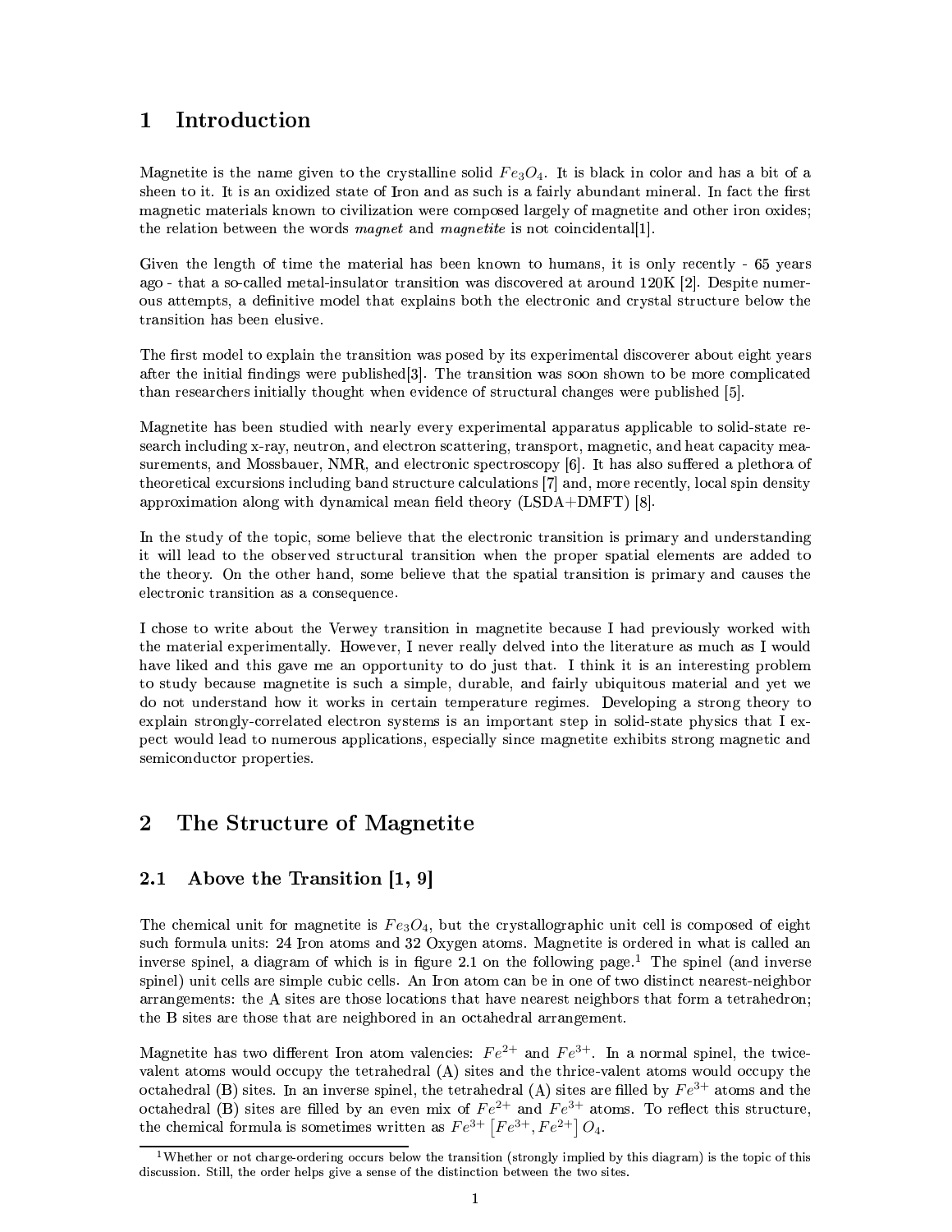# 1 Introduction

Magnetite is the name given to the crystalline solid $Fe_3O_4$. It is black in color and has a bit of a sheen to it. It is an oxidized state of Iron and as such is a fairly abundant mineral. In fact the first magnetic materials known to civilization were composed largely of magnetite and other iron oxides; the relation between the words *magnet* and *magnetite* is not coincidental[1].

Given the length of time the material has been known to humans, it is only recently - 65 years ago - that a so-called metal-insulator transition was discovered at around 120K [2]. Despite numerous attempts, a definitive model that explains both the electronic and crystal structure below the transition has been elusive.

The first model to explain the transition was posed by its experimental discoverer about eight years after the initial findings were published[3]. The transition was soon shown to be more complicated than researchers initially thought when evidence of structural changes were published [5].

Magnetite has been studied with nearly every experimental apparatus applicable to solid-state research including x-ray, neutron, and electron scattering, transport, magnetic, and heat capacity measurements, and Mossbauer, NMR, and electronic spectroscopy [6]. It has also suffered a plethora of theoretical excursions including band structure calculations [7] and, more recently, local spin density approximation along with dynamical mean field theory (LSDA+DMFT) [8].

In the study of the topic, some believe that the electronic transition is primary and understanding it will lead to the observed structural transition when the proper spatial elements are added to the theory. On the other hand, some believe that the spatial transition is primary and causes the electronic transition as a consequence.

I chose to write about the Verwey transition in magnetite because I had previously worked with the material experimentally. However, I never really delved into the literature as much as I would have liked and this gave me an opportunity to do just that. I think it is an interesting problem to study because magnetite is such a simple, durable, and fairly ubiquitous material and yet we do not understand how it works in certain temperature regimes. Developing a strong theory to explain strongly-correlated electron systems is an important step in solid-state physics that I expect would lead to numerous applications, especially since magnetite exhibits strong magnetic and semiconductor properties.

# 2 The Structure of Magnetite

## 2.1 Above the Transition [1, 9]

The chemical unit for magnetite is $Fe_3O_4$, but the crystallographic unit cell is composed of eight such formula units: 24 Iron atoms and 32 Oxygen atoms. Magnetite is ordered in what is called an inverse spinel, a diagram of which is in figure 2.1 on the following page.[1] The spinel (and inverse spinel) unit cells are simple cubic cells. An Iron atom can be in one of two distinct nearest-neighbor arrangements: the A sites are those locations that have nearest neighbors that form a tetrahedron; the B sites are those that are neighbored in an octahedral arrangement.

Magnetite has two different Iron atom valencies: $Fe^{2+}$ and $Fe^{3+}$. In a normal spinel, the twice-valent atoms would occupy the tetrahedral (A) sites and the thrice-valent atoms would occupy the octahedral (B) sites. In an inverse spinel, the tetrahedral (A) sites are filled by $Fe^{3+}$ atoms and the octahedral (B) sites are filled by an even mix of $Fe^{2+}$ and $Fe^{3+}$ atoms. To reflect this structure, the chemical formula is sometimes written as $Fe^{3+}\left[Fe^{3+}, Fe^{2+}\right]O_4$.

[1] Whether or not charge-ordering occurs below the transition (strongly implied by this diagram) is the topic of this discussion. Still, the order helps give a sense of the distinction between the two sites.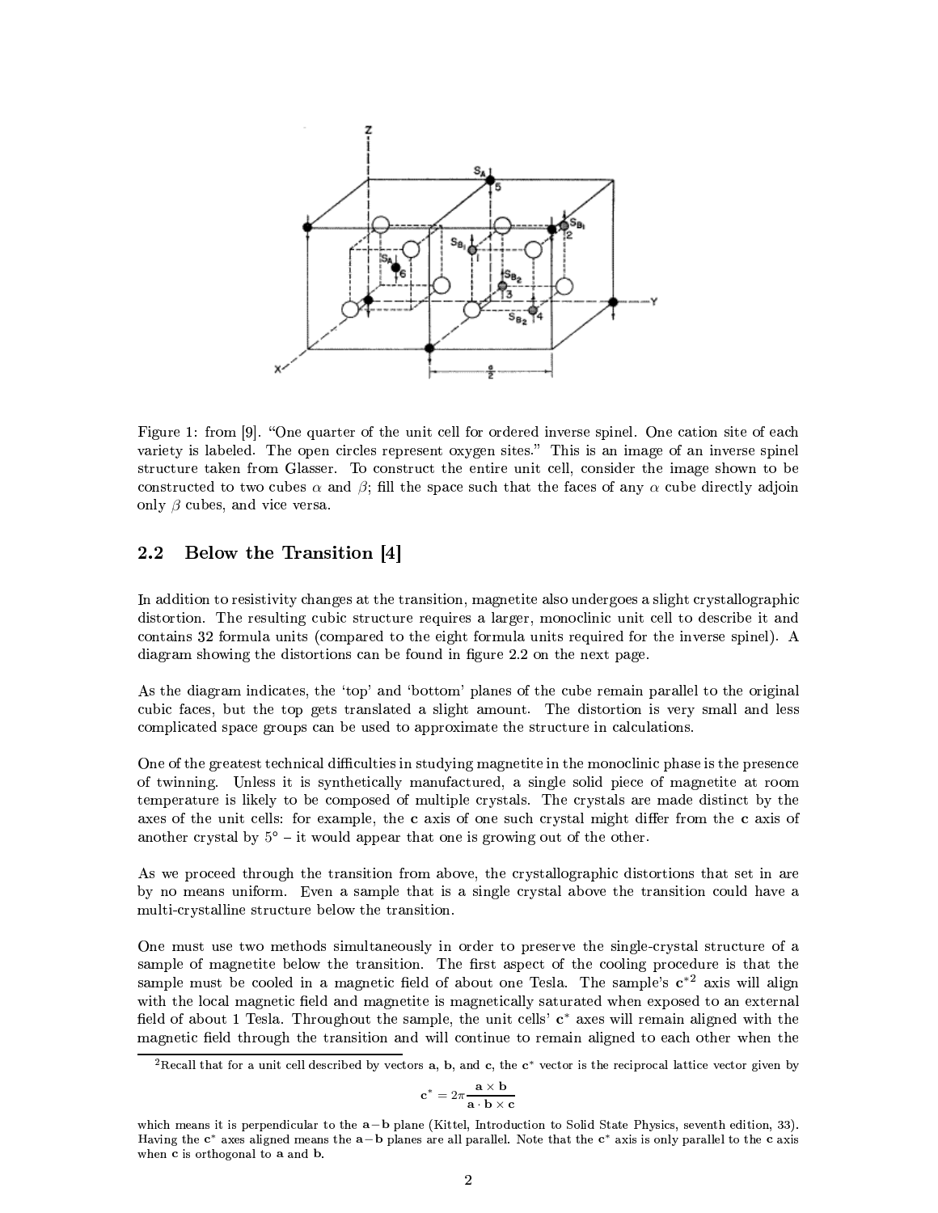Figure 1: from [9]. "One quarter of the unit cell for ordered inverse spinel. One cation site of each variety is labeled. The open circles represent oxygen sites." This is an image of an inverse spinel structure taken from Glasser. To construct the entire unit cell, consider the image shown to be constructed to two cubes $\alpha$ and $\beta$; fill the space such that the faces of any $\alpha$ cube directly adjoin only $\beta$ cubes, and vice versa.

## 2.2 Below the Transition [4]

In addition to resistivity changes at the transition, magnetite also undergoes a slight crystallographic distortion. The resulting cubic structure requires a larger, monoclinic unit cell to describe it and contains 32 formula units (compared to the eight formula units required for the inverse spinel). A diagram showing the distortions can be found in figure 2.2 on the next page.

As the diagram indicates, the 'top' and 'bottom' planes of the cube remain parallel to the original cubic faces, but the top gets translated a slight amount. The distortion is very small and less complicated space groups can be used to approximate the structure in calculations.

One of the greatest technical difficulties in studying magnetite in the monoclinic phase is the presence of twinning. Unless it is synthetically manufactured, a single solid piece of magnetite at room temperature is likely to be composed of multiple crystals. The crystals are made distinct by the axes of the unit cells: for example, the **c** axis of one such crystal might differ from the **c** axis of another crystal by 5° – it would appear that one is growing out of the other.

As we proceed through the transition from above, the crystallographic distortions that set in are by no means uniform. Even a sample that is a single crystal above the transition could have a multi-crystalline structure below the transition.

One must use two methods simultaneously in order to preserve the single-crystal structure of a sample of magnetite below the transition. The first aspect of the cooling procedure is that the sample must be cooled in a magnetic field of about one Tesla. The sample's $\mathbf{c}^{*}$[2] axis will align with the local magnetic field and magnetite is magnetically saturated when exposed to an external field of about 1 Tesla. Throughout the sample, the unit cells' $\mathbf{c}^{*}$ axes will remain aligned with the magnetic field through the transition and will continue to remain aligned to each other when the

[2] Recall that for a unit cell described by vectors **a**, **b**, and **c**, the $\mathbf{c}^{*}$ vector is the reciprocal lattice vector given by

$$\mathbf{c}^{*} = 2\pi \frac{\mathbf{a} \times \mathbf{b}}{\mathbf{a} \cdot \mathbf{b} \times \mathbf{c}}$$

which means it is perpendicular to the **a**−**b** plane (Kittel, Introduction to Solid State Physics, seventh edition, 33). Having the $\mathbf{c}^{*}$ axes aligned means the **a**−**b** planes are all parallel. Note that the $\mathbf{c}^{*}$ axis is only parallel to the **c** axis when **c** is orthogonal to **a** and **b**.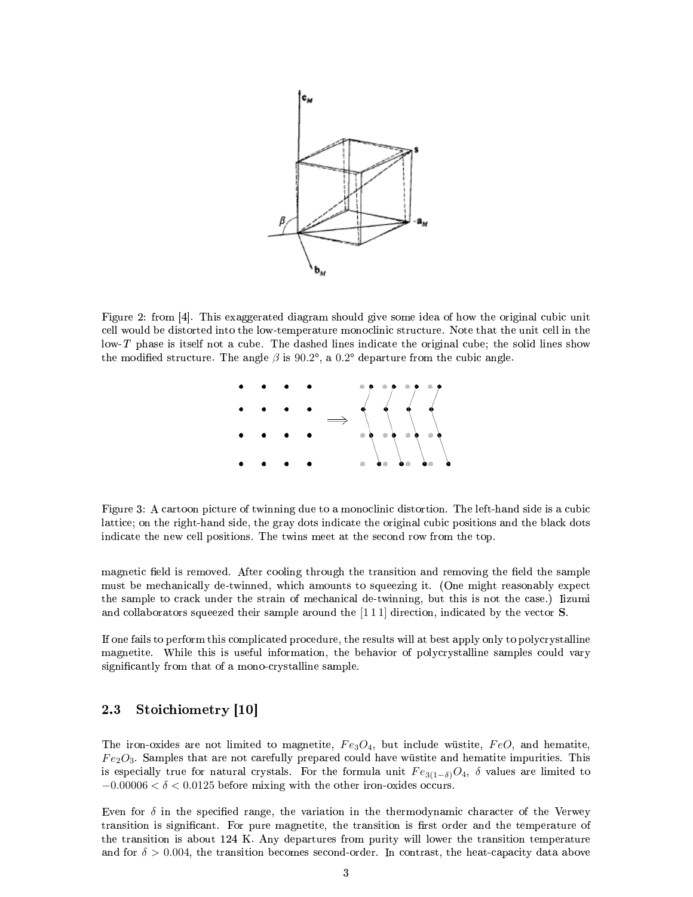Figure 2: from [4]. This exaggerated diagram should give some idea of how the original cubic unit cell would be distorted into the low-temperature monoclinic structure. Note that the unit cell in the low-$T$ phase is itself not a cube. The dashed lines indicate the original cube; the solid lines show the modified structure. The angle $\beta$ is 90.2°, a 0.2° departure from the cubic angle.

Figure 3: A cartoon picture of twinning due to a monoclinic distortion. The left-hand side is a cubic lattice; on the right-hand side, the gray dots indicate the original cubic positions and the black dots indicate the new cell positions. The twins meet at the second row from the top.

magnetic field is removed. After cooling through the transition and removing the field the sample must be mechanically de-twinned, which amounts to squeezing it. (One might reasonably expect the sample to crack under the strain of mechanical de-twinning, but this is not the case.) Iizumi and collaborators squeezed their sample around the [1 1 1] direction, indicated by the vector **S**.

If one fails to perform this complicated procedure, the results will at best apply only to polycrystalline magnetite. While this is useful information, the behavior of polycrystalline samples could vary significantly from that of a mono-crystalline sample.

### 2.3 Stoichiometry [10]

The iron-oxides are not limited to magnetite, $Fe_3O_4$, but include wüstite, $FeO$, and hematite, $Fe_2O_3$. Samples that are not carefully prepared could have wüstite and hematite impurities. This is especially true for natural crystals. For the formula unit $Fe_{3(1-\delta)}O_4$, $\delta$ values are limited to $-0.00006 < \delta < 0.0125$ before mixing with the other iron-oxides occurs.

Even for $\delta$ in the specified range, the variation in the thermodynamic character of the Verwey transition is significant. For pure magnetite, the transition is first order and the temperature of the transition is about 124 K. Any departures from purity will lower the transition temperature and for $\delta > 0.004$, the transition becomes second-order. In contrast, the heat-capacity data above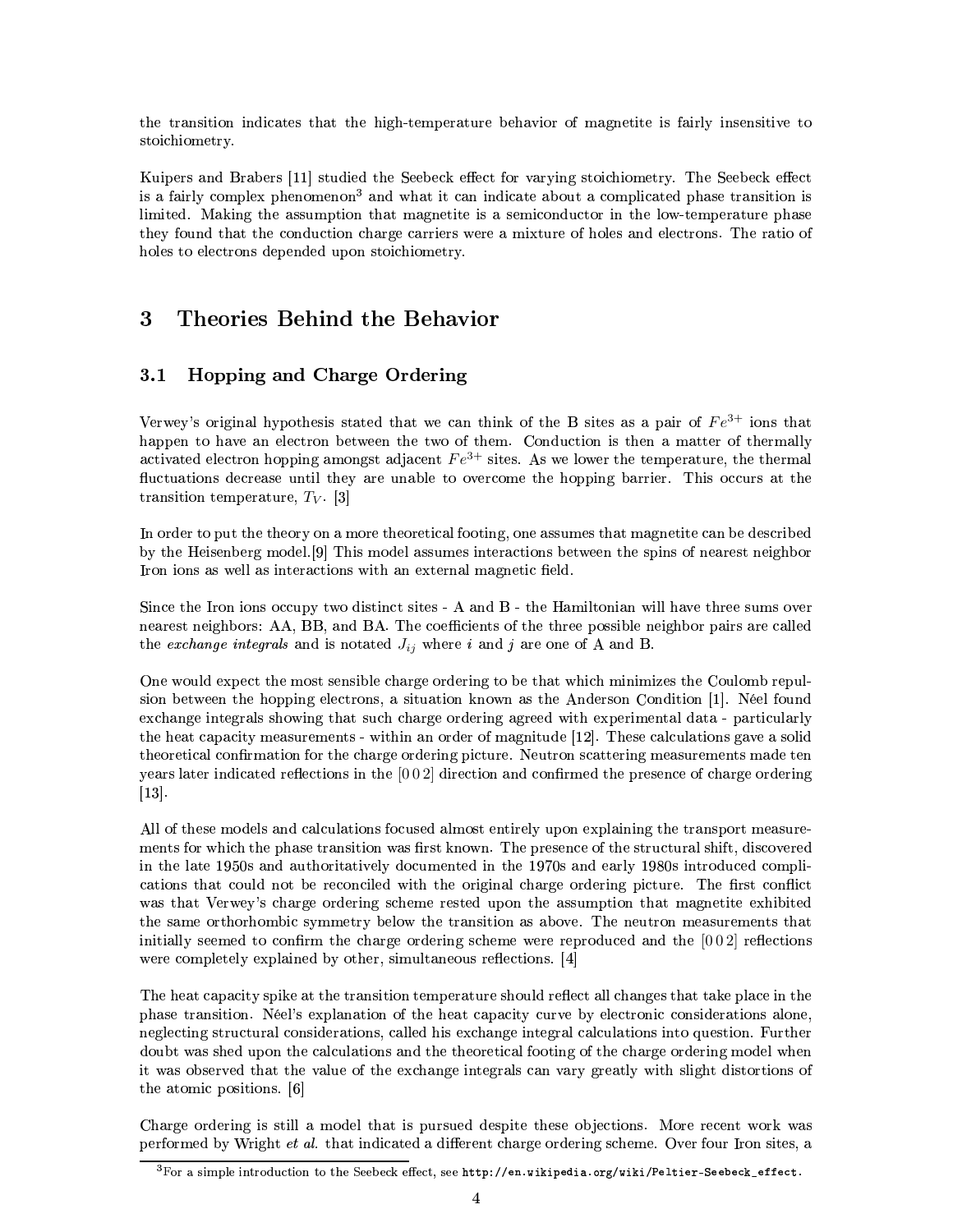the transition indicates that the high-temperature behavior of magnetite is fairly insensitive to stoichiometry.

Kuipers and Brabers [11] studied the Seebeck effect for varying stoichiometry. The Seebeck effect is a fairly complex phenomenon[3] and what it can indicate about a complicated phase transition is limited. Making the assumption that magnetite is a semiconductor in the low-temperature phase they found that the conduction charge carriers were a mixture of holes and electrons. The ratio of holes to electrons depended upon stoichiometry.

# 3 Theories Behind the Behavior

## 3.1 Hopping and Charge Ordering

Verwey's original hypothesis stated that we can think of the B sites as a pair of $Fe^{3+}$ ions that happen to have an electron between the two of them. Conduction is then a matter of thermally activated electron hopping amongst adjacent $Fe^{3+}$ sites. As we lower the temperature, the thermal fluctuations decrease until they are unable to overcome the hopping barrier. This occurs at the transition temperature, $T_V$. [3]

In order to put the theory on a more theoretical footing, one assumes that magnetite can be described by the Heisenberg model.[9] This model assumes interactions between the spins of nearest neighbor Iron ions as well as interactions with an external magnetic field.

Since the Iron ions occupy two distinct sites - A and B - the Hamiltonian will have three sums over nearest neighbors: AA, BB, and BA. The coefficients of the three possible neighbor pairs are called the *exchange integrals* and is notated $J_{ij}$ where $i$ and $j$ are one of A and B.

One would expect the most sensible charge ordering to be that which minimizes the Coulomb repulsion between the hopping electrons, a situation known as the Anderson Condition [1]. Néel found exchange integrals showing that such charge ordering agreed with experimental data - particularly the heat capacity measurements - within an order of magnitude [12]. These calculations gave a solid theoretical confirmation for the charge ordering picture. Neutron scattering measurements made ten years later indicated reflections in the [0 0 2] direction and confirmed the presence of charge ordering [13].

All of these models and calculations focused almost entirely upon explaining the transport measurements for which the phase transition was first known. The presence of the structural shift, discovered in the late 1950s and authoritatively documented in the 1970s and early 1980s introduced complications that could not be reconciled with the original charge ordering picture. The first conflict was that Verwey's charge ordering scheme rested upon the assumption that magnetite exhibited the same orthorhombic symmetry below the transition as above. The neutron measurements that initially seemed to confirm the charge ordering scheme were reproduced and the [0 0 2] reflections were completely explained by other, simultaneous reflections. [4]

The heat capacity spike at the transition temperature should reflect all changes that take place in the phase transition. Néel's explanation of the heat capacity curve by electronic considerations alone, neglecting structural considerations, called his exchange integral calculations into question. Further doubt was shed upon the calculations and the theoretical footing of the charge ordering model when it was observed that the value of the exchange integrals can vary greatly with slight distortions of the atomic positions. [6]

Charge ordering is still a model that is pursued despite these objections. More recent work was performed by Wright *et al.* that indicated a different charge ordering scheme. Over four Iron sites, a

[3] For a simple introduction to the Seebeck effect, see http://en.wikipedia.org/wiki/Peltier-Seebeck_effect.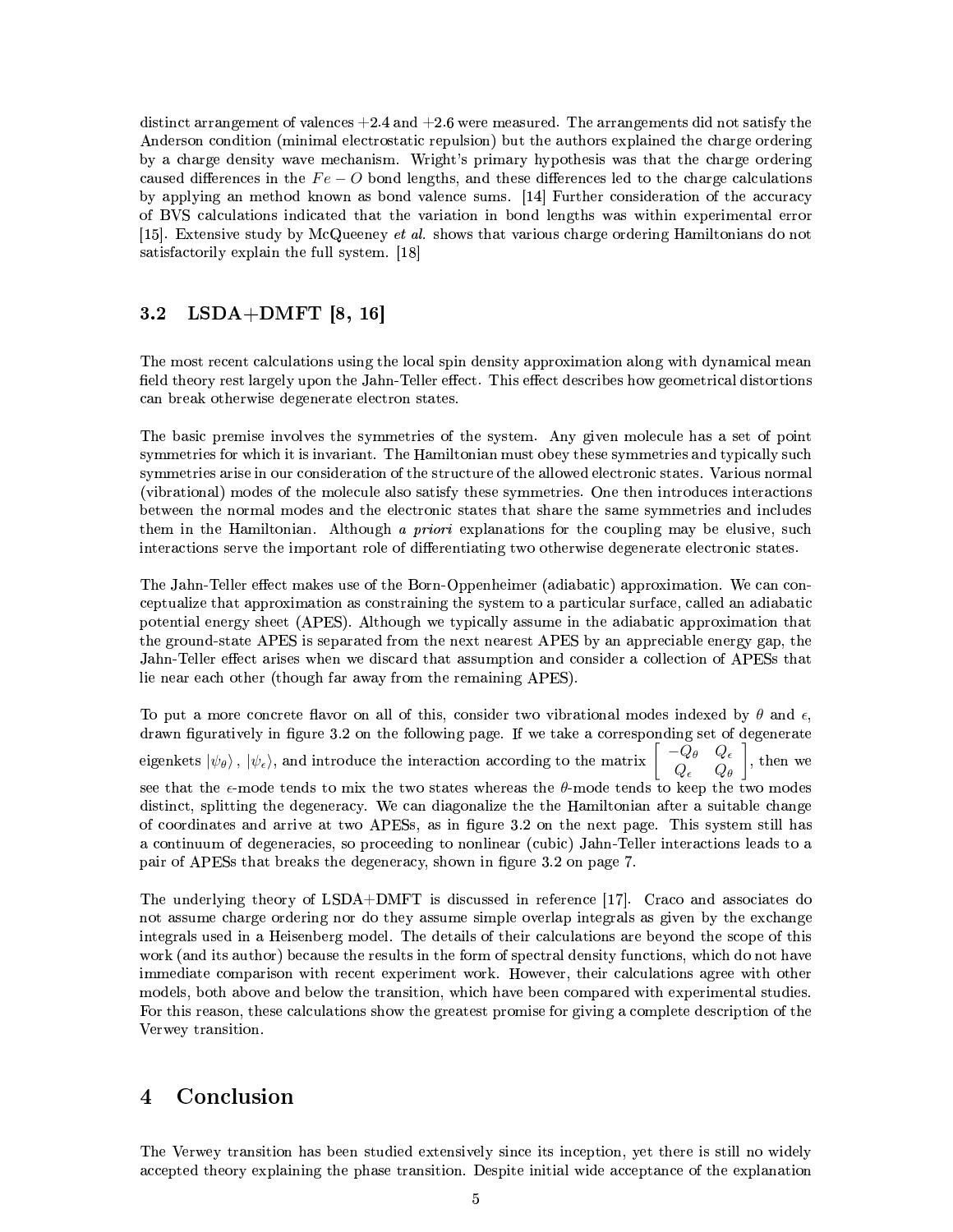distinct arrangement of valences +2.4 and +2.6 were measured. The arrangements did not satisfy the Anderson condition (minimal electrostatic repulsion) but the authors explained the charge ordering by a charge density wave mechanism. Wright's primary hypothesis was that the charge ordering caused differences in the $Fe-O$ bond lengths, and these differences led to the charge calculations by applying an method known as bond valence sums. [14] Further consideration of the accuracy of BVS calculations indicated that the variation in bond lengths was within experimental error [15]. Extensive study by McQueeney *et al.* shows that various charge ordering Hamiltonians do not satisfactorily explain the full system. [18]

### 3.2 LSDA+DMFT [8, 16]

The most recent calculations using the local spin density approximation along with dynamical mean field theory rest largely upon the Jahn-Teller effect. This effect describes how geometrical distortions can break otherwise degenerate electron states.

The basic premise involves the symmetries of the system. Any given molecule has a set of point symmetries for which it is invariant. The Hamiltonian must obey these symmetries and typically such symmetries arise in our consideration of the structure of the allowed electronic states. Various normal (vibrational) modes of the molecule also satisfy these symmetries. One then introduces interactions between the normal modes and the electronic states that share the same symmetries and includes them in the Hamiltonian. Although *a priori* explanations for the coupling may be elusive, such interactions serve the important role of differentiating two otherwise degenerate electronic states.

The Jahn-Teller effect makes use of the Born-Oppenheimer (adiabatic) approximation. We can conceptualize that approximation as constraining the system to a particular surface, called an adiabatic potential energy sheet (APES). Although we typically assume in the adiabatic approximation that the ground-state APES is separated from the next nearest APES by an appreciable energy gap, the Jahn-Teller effect arises when we discard that assumption and consider a collection of APESs that lie near each other (though far away from the remaining APES).

To put a more concrete flavor on all of this, consider two vibrational modes indexed by $\theta$ and $\epsilon$, drawn figuratively in figure 3.2 on the following page. If we take a corresponding set of degenerate eigenkets $|\psi_\theta\rangle$, $|\psi_\epsilon\rangle$, and introduce the interaction according to the matrix $\begin{bmatrix} -Q_\theta & Q_\epsilon \\ Q_\epsilon & Q_\theta \end{bmatrix}$, then we see that the $\epsilon$-mode tends to mix the two states whereas the $\theta$-mode tends to keep the two modes distinct, splitting the degeneracy. We can diagonalize the the Hamiltonian after a suitable change of coordinates and arrive at two APESs, as in figure 3.2 on the next page. This system still has a continuum of degeneracies, so proceeding to nonlinear (cubic) Jahn-Teller interactions leads to a pair of APESs that breaks the degeneracy, shown in figure 3.2 on page 7.

The underlying theory of LSDA+DMFT is discussed in reference [17]. Craco and associates do not assume charge ordering nor do they assume simple overlap integrals as given by the exchange integrals used in a Heisenberg model. The details of their calculations are beyond the scope of this work (and its author) because the results in the form of spectral density functions, which do not have immediate comparison with recent experiment work. However, their calculations agree with other models, both above and below the transition, which have been compared with experimental studies. For this reason, these calculations show the greatest promise for giving a complete description of the Verwey transition.

## 4 Conclusion

The Verwey transition has been studied extensively since its inception, yet there is still no widely accepted theory explaining the phase transition. Despite initial wide acceptance of the explanation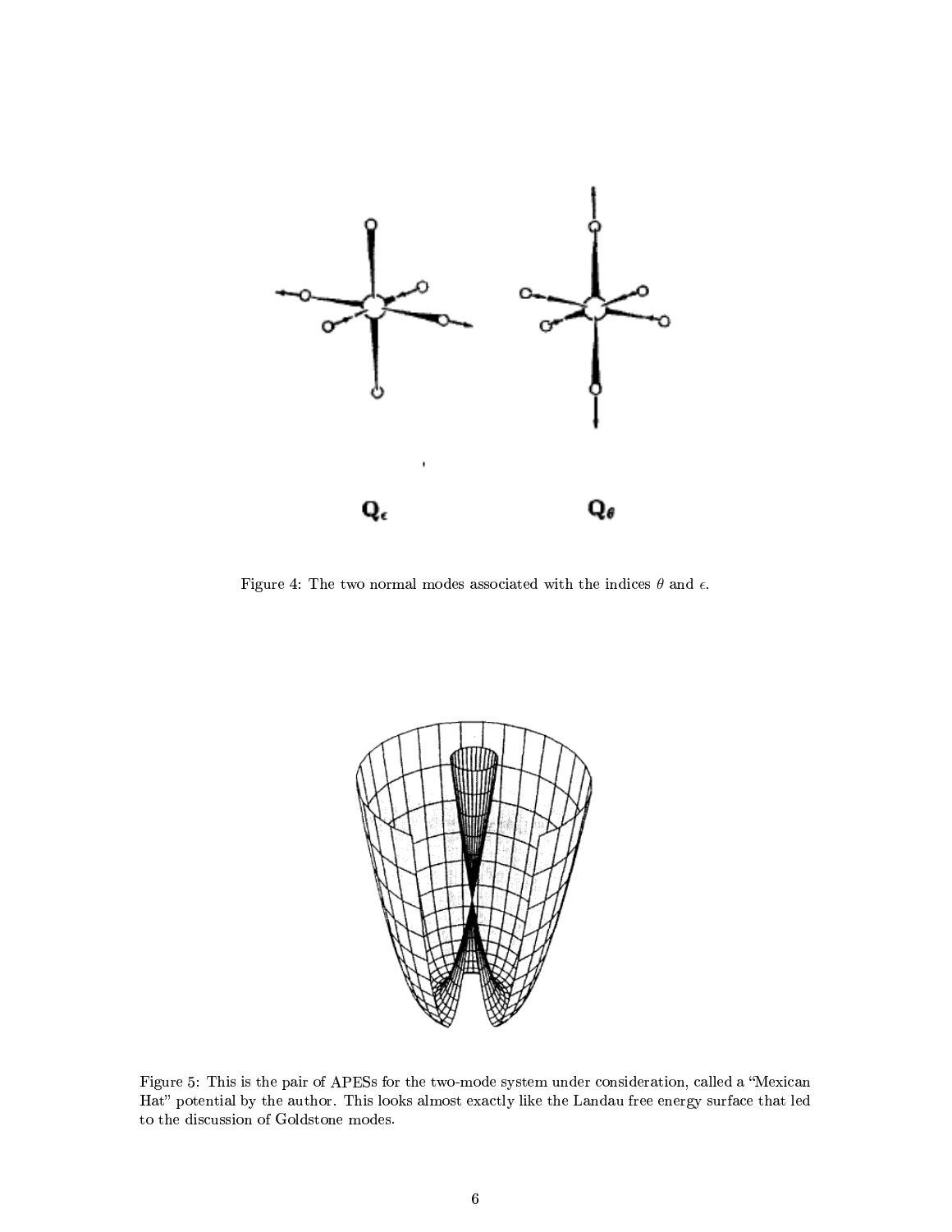Figure 4: The two normal modes associated with the indices $\theta$ and $\epsilon$.

Figure 5: This is the pair of APESs for the two-mode system under consideration, called a "Mexican Hat" potential by the author. This looks almost exactly like the Landau free energy surface that led to the discussion of Goldstone modes.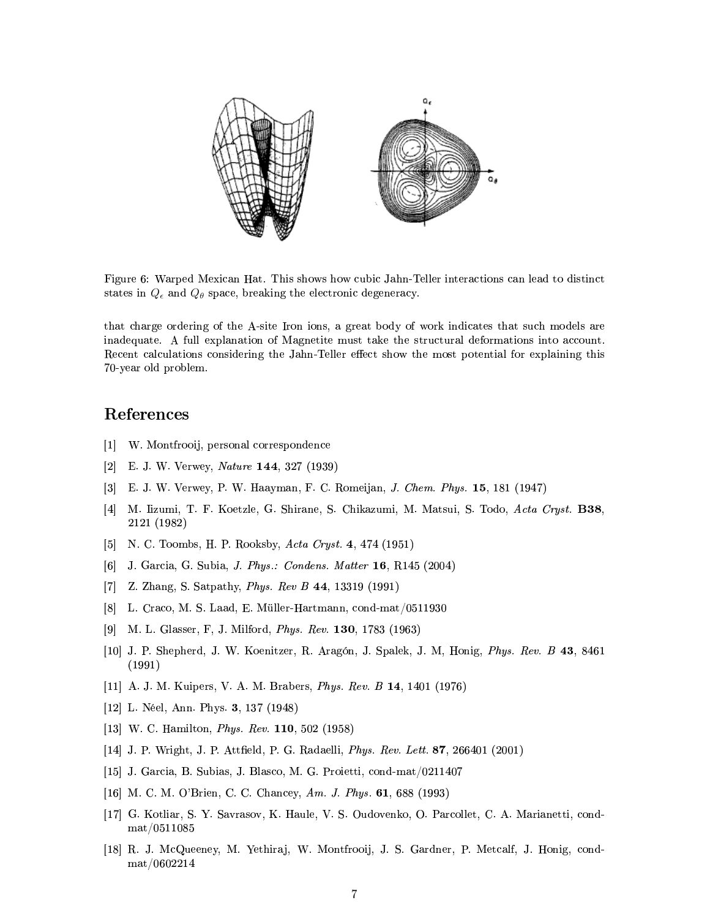$Q_\epsilon$

$Q_\theta$

Figure 6: Warped Mexican Hat. This shows how cubic Jahn-Teller interactions can lead to distinct states in $Q_\epsilon$ and $Q_\theta$ space, breaking the electronic degeneracy.

that charge ordering of the A-site Iron ions, a great body of work indicates that such models are inadequate. A full explanation of Magnetite must take the structural deformations into account. Recent calculations considering the Jahn-Teller effect show the most potential for explaining this 70-year old problem.

## References

[1] W. Montfrooij, personal correspondence

[2] E. J. W. Verwey, *Nature* **144**, 327 (1939)

[3] E. J. W. Verwey, P. W. Haayman, F. C. Romeijan, *J. Chem. Phys.* **15**, 181 (1947)

[4] M. Iizumi, T. F. Koetzle, G. Shirane, S. Chikazumi, M. Matsui, S. Todo, *Acta Cryst.* **B38**, 2121 (1982)

[5] N. C. Toombs, H. P. Rooksby, *Acta Cryst.* **4**, 474 (1951)

[6] J. Garcia, G. Subia, *J. Phys.: Condens. Matter* **16**, R145 (2004)

[7] Z. Zhang, S. Satpathy, *Phys. Rev B* **44**, 13319 (1991)

[8] L. Craco, M. S. Laad, E. Müller-Hartmann, cond-mat/0511930

[9] M. L. Glasser, F, J. Milford, *Phys. Rev.* **130**, 1783 (1963)

[10] J. P. Shepherd, J. W. Koenitzer, R. Aragón, J. Spalek, J. M, Honig, *Phys. Rev. B* **43**, 8461 (1991)

[11] A. J. M. Kuipers, V. A. M. Brabers, *Phys. Rev. B* **14**, 1401 (1976)

[12] L. Néel, Ann. Phys. **3**, 137 (1948)

[13] W. C. Hamilton, *Phys. Rev.* **110**, 502 (1958)

[14] J. P. Wright, J. P. Attfield, P. G. Radaelli, *Phys. Rev. Lett.* **87**, 266401 (2001)

[15] J. Garcia, B. Subias, J. Blasco, M. G. Proietti, cond-mat/0211407

[16] M. C. M. O'Brien, C. C. Chancey, *Am. J. Phys.* **61**, 688 (1993)

[17] G. Kotliar, S. Y. Savrasov, K. Haule, V. S. Oudovenko, O. Parcollet, C. A. Marianetti, cond-mat/0511085

[18] R. J. McQueeney, M. Yethiraj, W. Montfrooij, J. S. Gardner, P. Metcalf, J. Honig, cond-mat/0602214